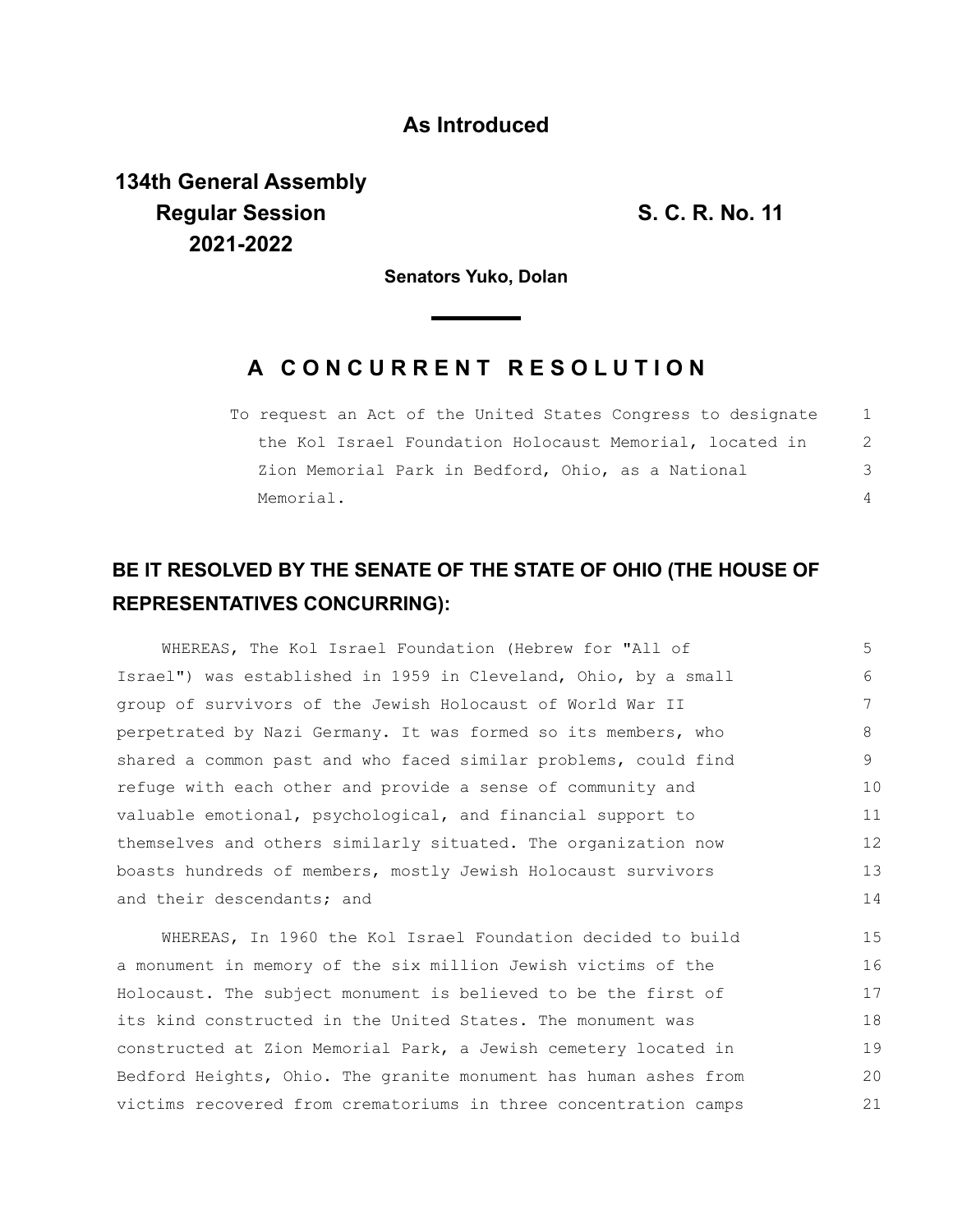**As Introduced**

**134th General Assembly**
**Regular Session**
**2021-2022**

**S. C. R. No. 11**

**Senators Yuko, Dolan**

# A CONCURRENT RESOLUTION

To request an Act of the United States Congress to designate the Kol Israel Foundation Holocaust Memorial, located in Zion Memorial Park in Bedford, Ohio, as a National Memorial.

## BE IT RESOLVED BY THE SENATE OF THE STATE OF OHIO (THE HOUSE OF REPRESENTATIVES CONCURRING):

WHEREAS, The Kol Israel Foundation (Hebrew for "All of Israel") was established in 1959 in Cleveland, Ohio, by a small group of survivors of the Jewish Holocaust of World War II perpetrated by Nazi Germany. It was formed so its members, who shared a common past and who faced similar problems, could find refuge with each other and provide a sense of community and valuable emotional, psychological, and financial support to themselves and others similarly situated. The organization now boasts hundreds of members, mostly Jewish Holocaust survivors and their descendants; and

WHEREAS, In 1960 the Kol Israel Foundation decided to build a monument in memory of the six million Jewish victims of the Holocaust. The subject monument is believed to be the first of its kind constructed in the United States. The monument was constructed at Zion Memorial Park, a Jewish cemetery located in Bedford Heights, Ohio. The granite monument has human ashes from victims recovered from crematoriums in three concentration camps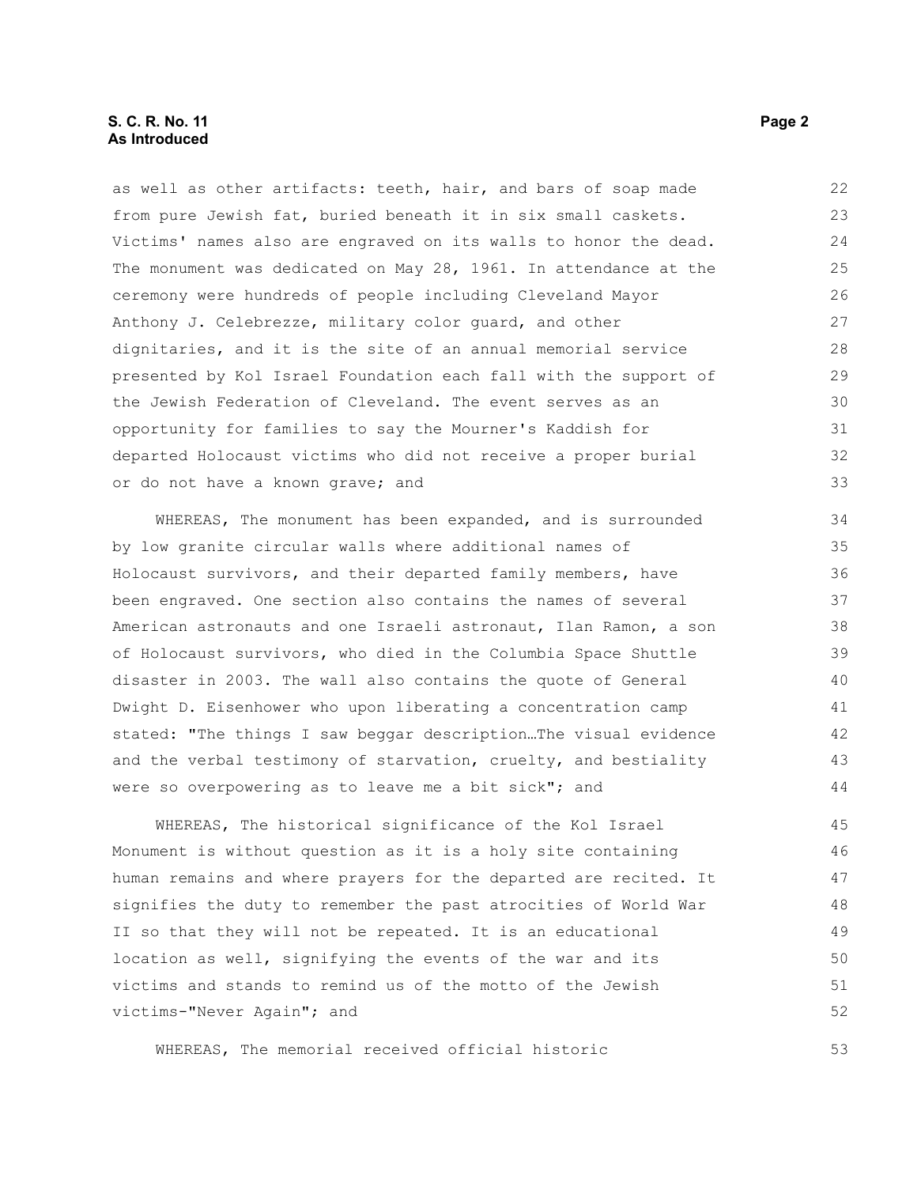as well as other artifacts: teeth, hair, and bars of soap made from pure Jewish fat, buried beneath it in six small caskets. Victims' names also are engraved on its walls to honor the dead. The monument was dedicated on May 28, 1961. In attendance at the ceremony were hundreds of people including Cleveland Mayor Anthony J. Celebrezze, military color guard, and other dignitaries, and it is the site of an annual memorial service presented by Kol Israel Foundation each fall with the support of the Jewish Federation of Cleveland. The event serves as an opportunity for families to say the Mourner's Kaddish for departed Holocaust victims who did not receive a proper burial or do not have a known grave; and

WHEREAS, The monument has been expanded, and is surrounded by low granite circular walls where additional names of Holocaust survivors, and their departed family members, have been engraved. One section also contains the names of several American astronauts and one Israeli astronaut, Ilan Ramon, a son of Holocaust survivors, who died in the Columbia Space Shuttle disaster in 2003. The wall also contains the quote of General Dwight D. Eisenhower who upon liberating a concentration camp stated: "The things I saw beggar description…The visual evidence and the verbal testimony of starvation, cruelty, and bestiality were so overpowering as to leave me a bit sick"; and

WHEREAS, The historical significance of the Kol Israel Monument is without question as it is a holy site containing human remains and where prayers for the departed are recited. It signifies the duty to remember the past atrocities of World War II so that they will not be repeated. It is an educational location as well, signifying the events of the war and its victims and stands to remind us of the motto of the Jewish victims-"Never Again"; and

WHEREAS, The memorial received official historic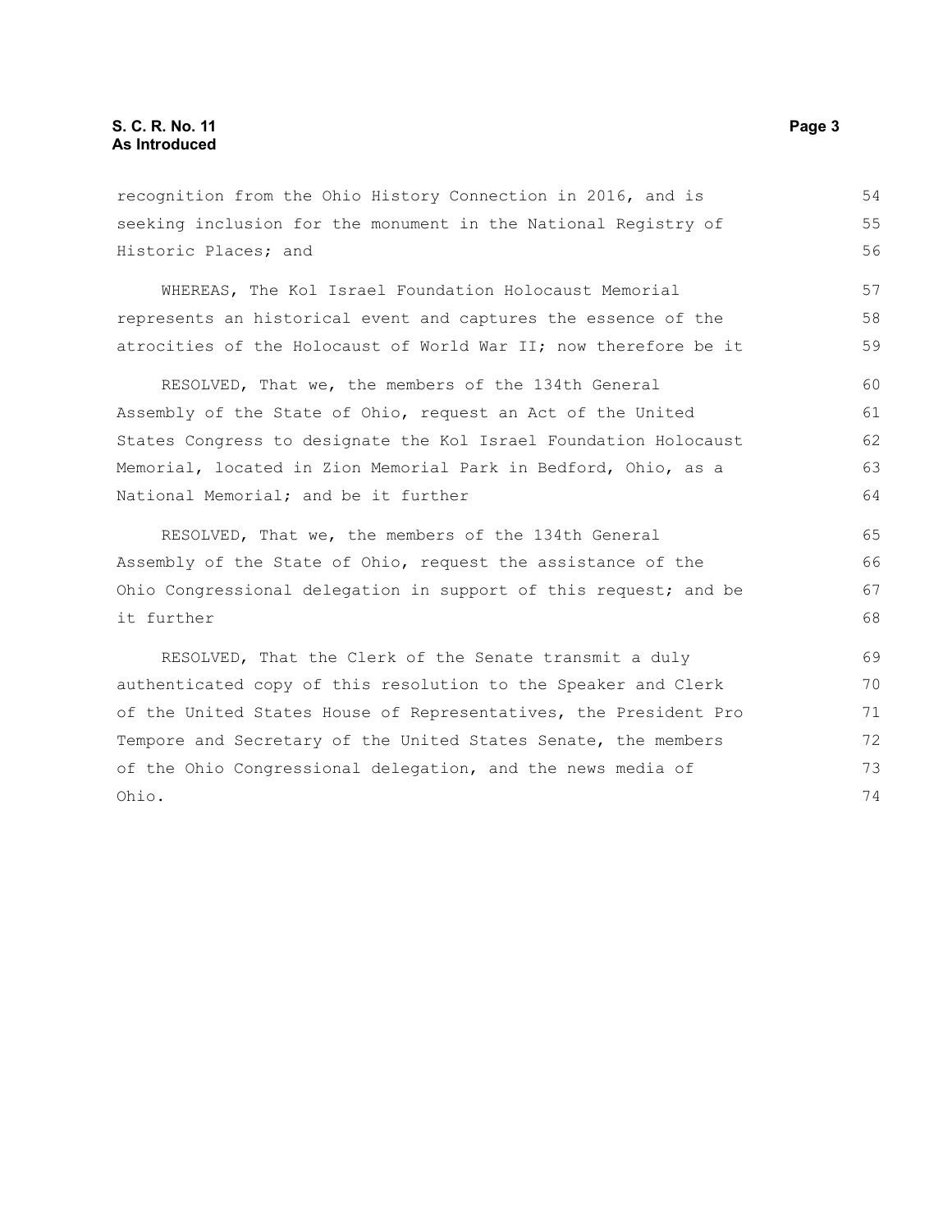recognition from the Ohio History Connection in 2016, and is seeking inclusion for the monument in the National Registry of Historic Places; and

WHEREAS, The Kol Israel Foundation Holocaust Memorial represents an historical event and captures the essence of the atrocities of the Holocaust of World War II; now therefore be it

RESOLVED, That we, the members of the 134th General Assembly of the State of Ohio, request an Act of the United States Congress to designate the Kol Israel Foundation Holocaust Memorial, located in Zion Memorial Park in Bedford, Ohio, as a National Memorial; and be it further

RESOLVED, That we, the members of the 134th General Assembly of the State of Ohio, request the assistance of the Ohio Congressional delegation in support of this request; and be it further

RESOLVED, That the Clerk of the Senate transmit a duly authenticated copy of this resolution to the Speaker and Clerk of the United States House of Representatives, the President Pro Tempore and Secretary of the United States Senate, the members of the Ohio Congressional delegation, and the news media of Ohio.